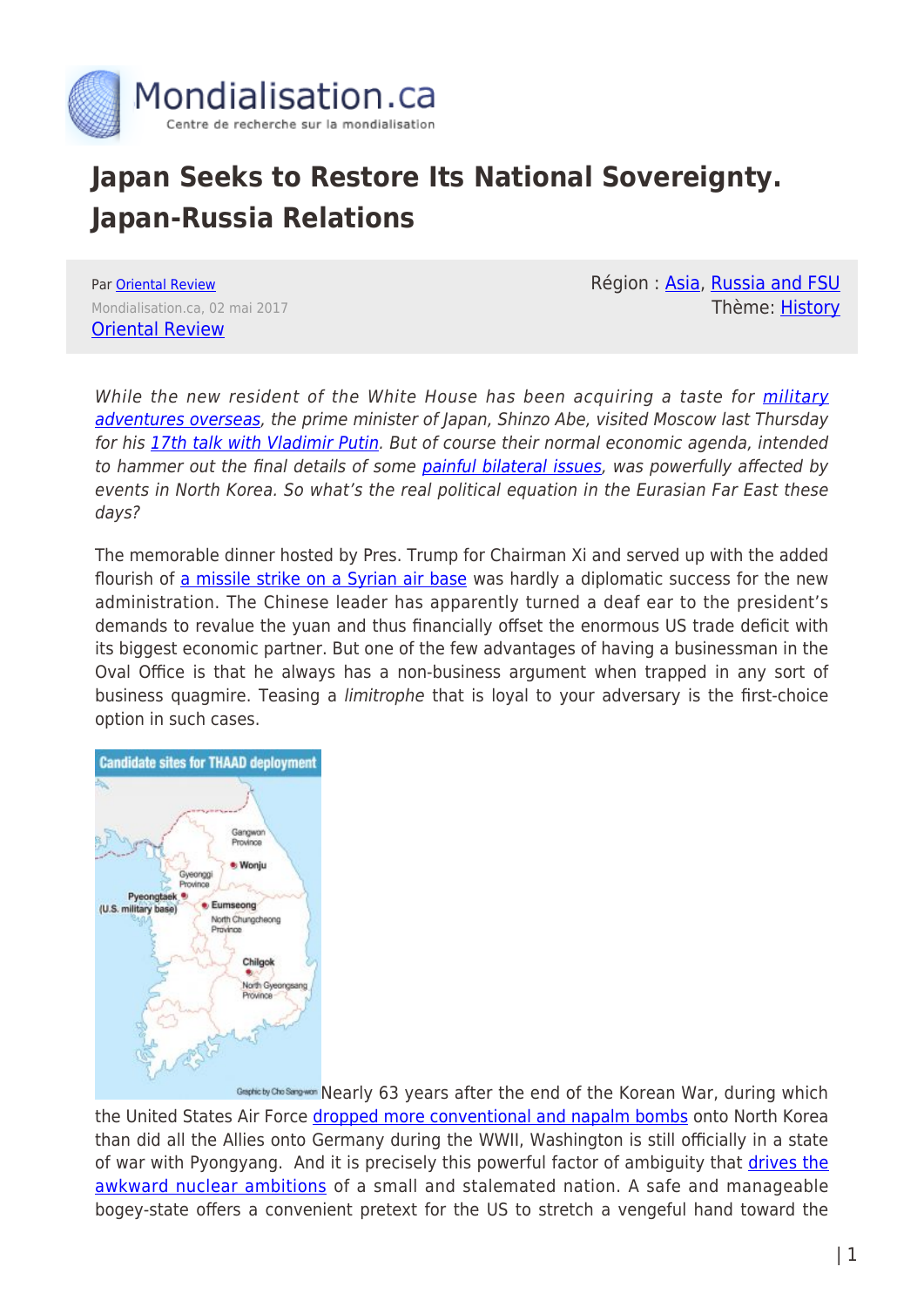# Japan Seeks to Restore Its National Sovereignty. Japan-Russia Relations

Par Oriental Review
Mondialisation.ca, 02 mai 2017
Oriental Review

Région : Asia, Russia and FSU
Thème: History

*While the new resident of the White House has been acquiring a taste for military adventures overseas, the prime minister of Japan, Shinzo Abe, visited Moscow last Thursday for his 17th talk with Vladimir Putin. But of course their normal economic agenda, intended to hammer out the final details of some painful bilateral issues, was powerfully affected by events in North Korea. So what's the real political equation in the Eurasian Far East these days?*

The memorable dinner hosted by Pres. Trump for Chairman Xi and served up with the added flourish of a missile strike on a Syrian air base was hardly a diplomatic success for the new administration. The Chinese leader has apparently turned a deaf ear to the president's demands to revalue the yuan and thus financially offset the enormous US trade deficit with its biggest economic partner. But one of the few advantages of having a businessman in the Oval Office is that he always has a non-business argument when trapped in any sort of business quagmire. Teasing a *limitrophe* that is loyal to your adversary is the first-choice option in such cases.

Nearly 63 years after the end of the Korean War, during which the United States Air Force dropped more conventional and napalm bombs onto North Korea than did all the Allies onto Germany during the WWII, Washington is still officially in a state of war with Pyongyang. And it is precisely this powerful factor of ambiguity that drives the awkward nuclear ambitions of a small and stalemated nation. A safe and manageable bogey-state offers a convenient pretext for the US to stretch a vengeful hand toward the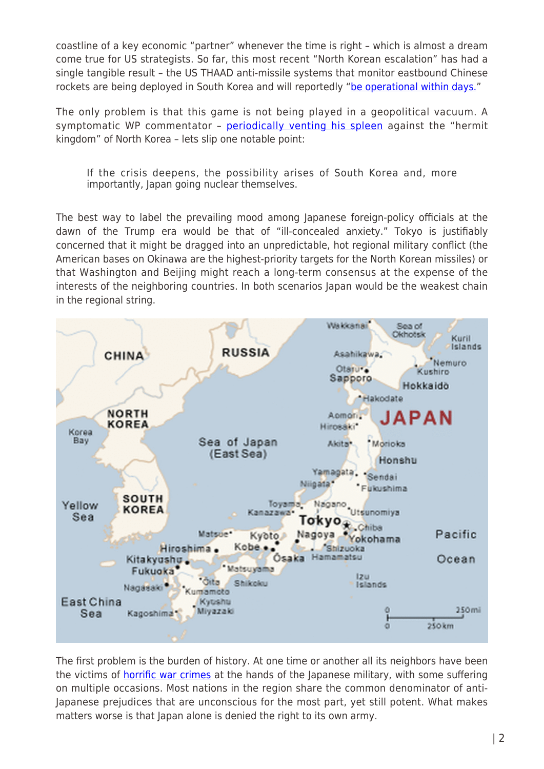coastline of a key economic "partner" whenever the time is right – which is almost a dream come true for US strategists. So far, this most recent "North Korean escalation" has had a single tangible result – the US THAAD anti-missile systems that monitor eastbound Chinese rockets are being deployed in South Korea and will reportedly "be operational within days."

The only problem is that this game is not being played in a geopolitical vacuum. A symptomatic WP commentator – periodically venting his spleen against the "hermit kingdom" of North Korea – lets slip one notable point:

> If the crisis deepens, the possibility arises of South Korea and, more importantly, Japan going nuclear themselves.

The best way to label the prevailing mood among Japanese foreign-policy officials at the dawn of the Trump era would be that of "ill-concealed anxiety." Tokyo is justifiably concerned that it might be dragged into an unpredictable, hot regional military conflict (the American bases on Okinawa are the highest-priority targets for the North Korean missiles) or that Washington and Beijing might reach a long-term consensus at the expense of the interests of the neighboring countries. In both scenarios Japan would be the weakest chain in the regional string.

The first problem is the burden of history. At one time or another all its neighbors have been the victims of horrific war crimes at the hands of the Japanese military, with some suffering on multiple occasions. Most nations in the region share the common denominator of anti-Japanese prejudices that are unconscious for the most part, yet still potent. What makes matters worse is that Japan alone is denied the right to its own army.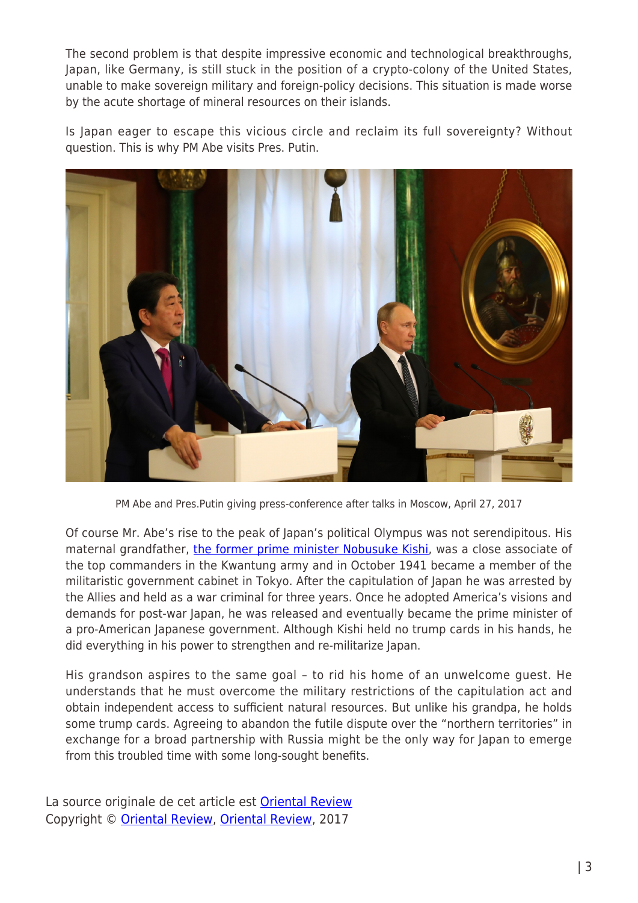The second problem is that despite impressive economic and technological breakthroughs, Japan, like Germany, is still stuck in the position of a crypto-colony of the United States, unable to make sovereign military and foreign-policy decisions. This situation is made worse by the acute shortage of mineral resources on their islands.

Is Japan eager to escape this vicious circle and reclaim its full sovereignty? Without question. This is why PM Abe visits Pres. Putin.

PM Abe and Pres.Putin giving press-conference after talks in Moscow, April 27, 2017

Of course Mr. Abe's rise to the peak of Japan's political Olympus was not serendipitous. His maternal grandfather, [the former prime minister Nobusuke Kishi](), was a close associate of the top commanders in the Kwantung army and in October 1941 became a member of the militaristic government cabinet in Tokyo. After the capitulation of Japan he was arrested by the Allies and held as a war criminal for three years. Once he adopted America's visions and demands for post-war Japan, he was released and eventually became the prime minister of a pro-American Japanese government. Although Kishi held no trump cards in his hands, he did everything in his power to strengthen and re-militarize Japan.

His grandson aspires to the same goal – to rid his home of an unwelcome guest. He understands that he must overcome the military restrictions of the capitulation act and obtain independent access to sufficient natural resources. But unlike his grandpa, he holds some trump cards. Agreeing to abandon the futile dispute over the "northern territories" in exchange for a broad partnership with Russia might be the only way for Japan to emerge from this troubled time with some long-sought benefits.

La source originale de cet article est [Oriental Review]()
Copyright © [Oriental Review](), [Oriental Review](), 2017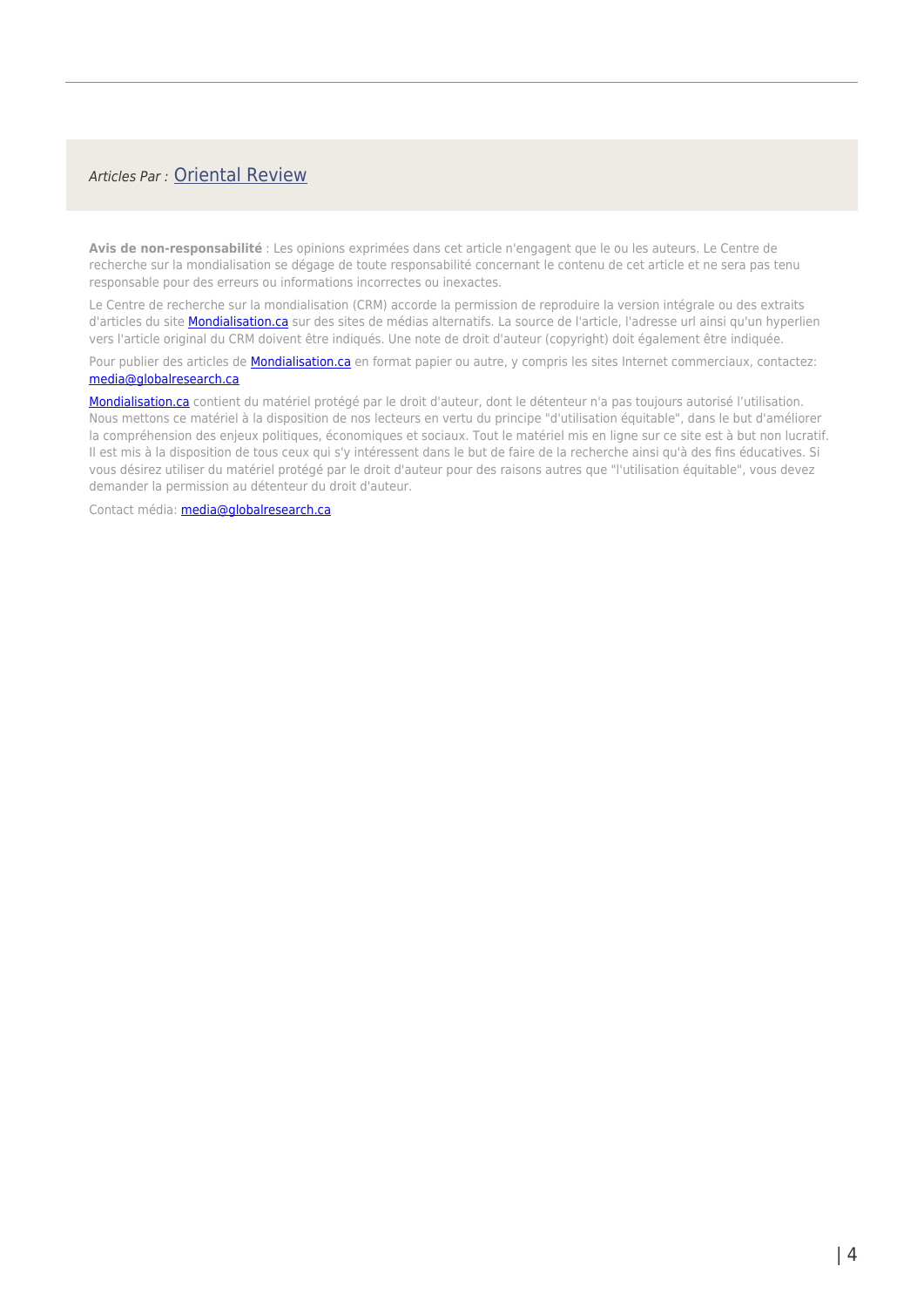*Articles Par :* [Oriental Review]

**Avis de non-responsabilité** : Les opinions exprimées dans cet article n'engagent que le ou les auteurs. Le Centre de recherche sur la mondialisation se dégage de toute responsabilité concernant le contenu de cet article et ne sera pas tenu responsable pour des erreurs ou informations incorrectes ou inexactes.

Le Centre de recherche sur la mondialisation (CRM) accorde la permission de reproduire la version intégrale ou des extraits d'articles du site Mondialisation.ca sur des sites de médias alternatifs. La source de l'article, l'adresse url ainsi qu'un hyperlien vers l'article original du CRM doivent être indiqués. Une note de droit d'auteur (copyright) doit également être indiquée.

Pour publier des articles de Mondialisation.ca en format papier ou autre, y compris les sites Internet commerciaux, contactez: media@globalresearch.ca

Mondialisation.ca contient du matériel protégé par le droit d'auteur, dont le détenteur n'a pas toujours autorisé l'utilisation. Nous mettons ce matériel à la disposition de nos lecteurs en vertu du principe "d'utilisation équitable", dans le but d'améliorer la compréhension des enjeux politiques, économiques et sociaux. Tout le matériel mis en ligne sur ce site est à but non lucratif. Il est mis à la disposition de tous ceux qui s'y intéressent dans le but de faire de la recherche ainsi qu'à des fins éducatives. Si vous désirez utiliser du matériel protégé par le droit d'auteur pour des raisons autres que "l'utilisation équitable", vous devez demander la permission au détenteur du droit d'auteur.

Contact média: media@globalresearch.ca